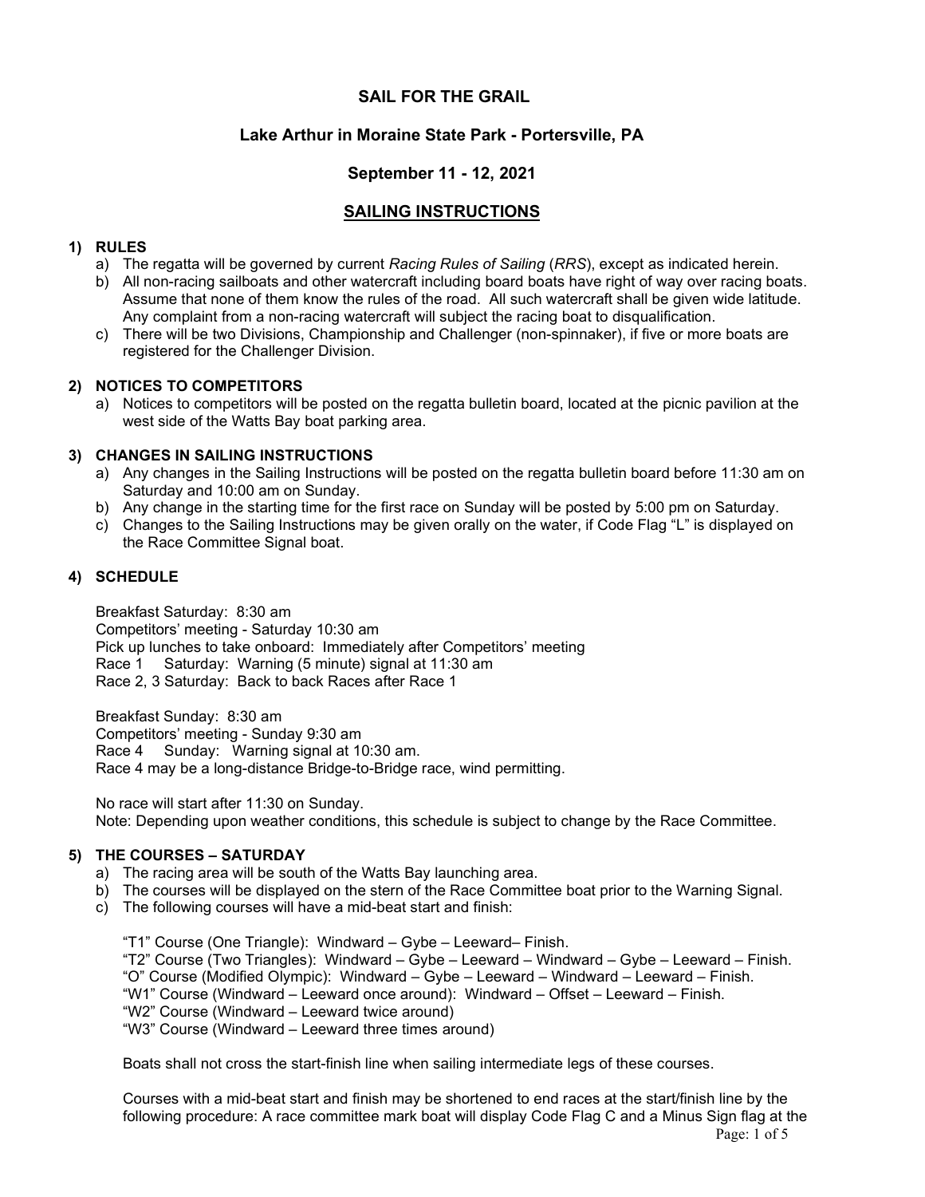# SAIL FOR THE GRAIL

## Lake Arthur in Moraine State Park - Portersville, PA

## September 11 - 12, 2021

## SAILING INSTRUCTIONS

### 1) RULES

a) The regatta will be governed by current *Racing Rules of Sailing* (*RRS*), except as indicated herein.

b) All non-racing sailboats and other watercraft including board boats have right of way over racing boats. Assume that none of them know the rules of the road. All such watercraft shall be given wide latitude. Any complaint from a non-racing watercraft will subject the racing boat to disqualification.

c) There will be two Divisions, Championship and Challenger (non-spinnaker), if five or more boats are registered for the Challenger Division.

### 2) NOTICES TO COMPETITORS

a) Notices to competitors will be posted on the regatta bulletin board, located at the picnic pavilion at the west side of the Watts Bay boat parking area.

### 3) CHANGES IN SAILING INSTRUCTIONS

a) Any changes in the Sailing Instructions will be posted on the regatta bulletin board before 11:30 am on Saturday and 10:00 am on Sunday.

b) Any change in the starting time for the first race on Sunday will be posted by 5:00 pm on Saturday.

c) Changes to the Sailing Instructions may be given orally on the water, if Code Flag "L" is displayed on the Race Committee Signal boat.

### 4) SCHEDULE

Breakfast Saturday: 8:30 am
Competitors' meeting - Saturday 10:30 am
Pick up lunches to take onboard: Immediately after Competitors' meeting
Race 1 Saturday: Warning (5 minute) signal at 11:30 am
Race 2, 3 Saturday: Back to back Races after Race 1

Breakfast Sunday: 8:30 am
Competitors' meeting - Sunday 9:30 am
Race 4 Sunday: Warning signal at 10:30 am.
Race 4 may be a long-distance Bridge-to-Bridge race, wind permitting.

No race will start after 11:30 on Sunday.
Note: Depending upon weather conditions, this schedule is subject to change by the Race Committee.

### 5) THE COURSES – SATURDAY

a) The racing area will be south of the Watts Bay launching area.

b) The courses will be displayed on the stern of the Race Committee boat prior to the Warning Signal.

c) The following courses will have a mid-beat start and finish:

"T1" Course (One Triangle): Windward – Gybe – Leeward– Finish.
"T2" Course (Two Triangles): Windward – Gybe – Leeward – Windward – Gybe – Leeward – Finish.
"O" Course (Modified Olympic): Windward – Gybe – Leeward – Windward – Leeward – Finish.
"W1" Course (Windward – Leeward once around): Windward – Offset – Leeward – Finish.
"W2" Course (Windward – Leeward twice around)
"W3" Course (Windward – Leeward three times around)

Boats shall not cross the start-finish line when sailing intermediate legs of these courses.

Courses with a mid-beat start and finish may be shortened to end races at the start/finish line by the following procedure: A race committee mark boat will display Code Flag C and a Minus Sign flag at the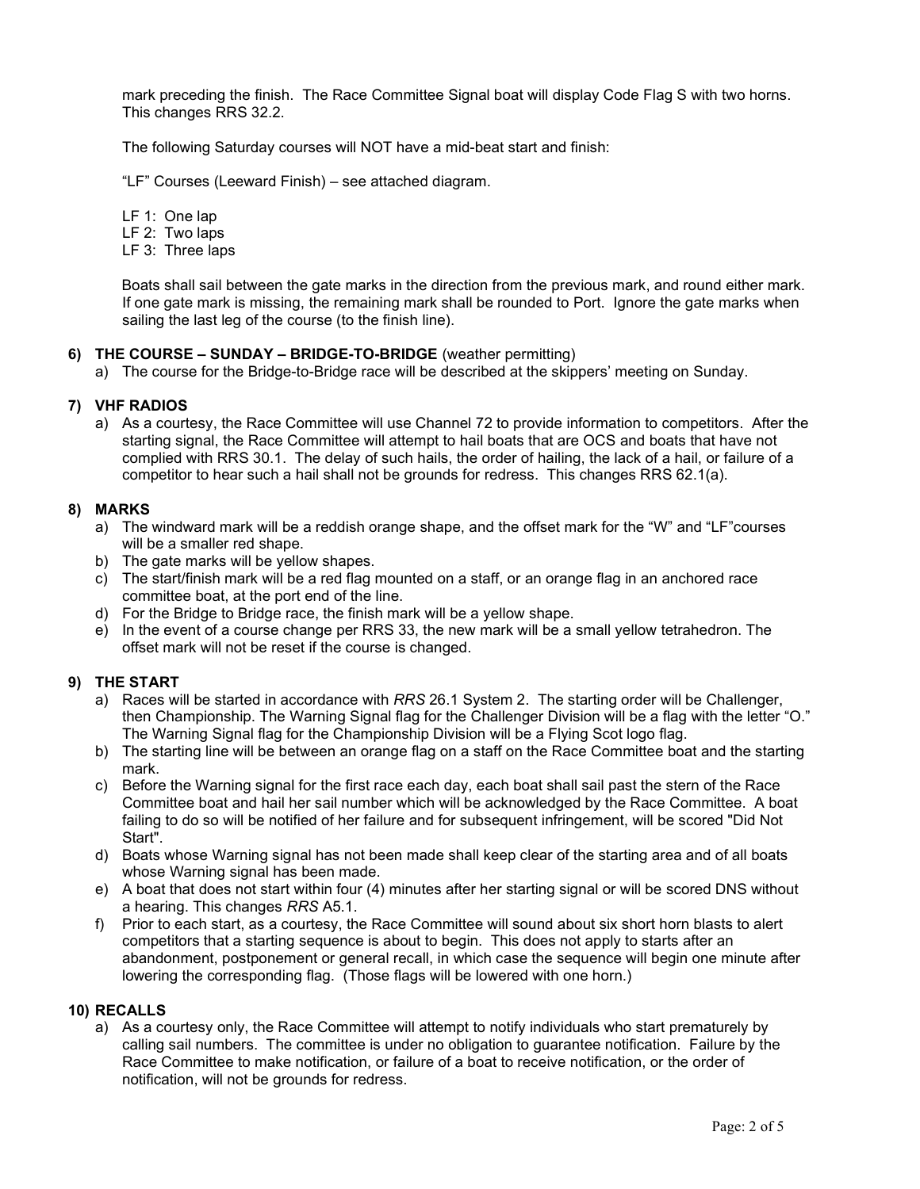mark preceding the finish. The Race Committee Signal boat will display Code Flag S with two horns. This changes RRS 32.2.

The following Saturday courses will NOT have a mid-beat start and finish:

"LF" Courses (Leeward Finish) – see attached diagram.

LF 1: One lap
LF 2: Two laps
LF 3: Three laps

Boats shall sail between the gate marks in the direction from the previous mark, and round either mark. If one gate mark is missing, the remaining mark shall be rounded to Port. Ignore the gate marks when sailing the last leg of the course (to the finish line).

## 6) THE COURSE – SUNDAY – BRIDGE-TO-BRIDGE (weather permitting)

a) The course for the Bridge-to-Bridge race will be described at the skippers' meeting on Sunday.

## 7) VHF RADIOS

a) As a courtesy, the Race Committee will use Channel 72 to provide information to competitors. After the starting signal, the Race Committee will attempt to hail boats that are OCS and boats that have not complied with RRS 30.1. The delay of such hails, the order of hailing, the lack of a hail, or failure of a competitor to hear such a hail shall not be grounds for redress. This changes RRS 62.1(a).

## 8) MARKS

a) The windward mark will be a reddish orange shape, and the offset mark for the "W" and "LF"courses will be a smaller red shape.
b) The gate marks will be yellow shapes.
c) The start/finish mark will be a red flag mounted on a staff, or an orange flag in an anchored race committee boat, at the port end of the line.
d) For the Bridge to Bridge race, the finish mark will be a yellow shape.
e) In the event of a course change per RRS 33, the new mark will be a small yellow tetrahedron. The offset mark will not be reset if the course is changed.

## 9) THE START

a) Races will be started in accordance with *RRS* 26.1 System 2. The starting order will be Challenger, then Championship. The Warning Signal flag for the Challenger Division will be a flag with the letter "O." The Warning Signal flag for the Championship Division will be a Flying Scot logo flag.
b) The starting line will be between an orange flag on a staff on the Race Committee boat and the starting mark.
c) Before the Warning signal for the first race each day, each boat shall sail past the stern of the Race Committee boat and hail her sail number which will be acknowledged by the Race Committee. A boat failing to do so will be notified of her failure and for subsequent infringement, will be scored "Did Not Start".
d) Boats whose Warning signal has not been made shall keep clear of the starting area and of all boats whose Warning signal has been made.
e) A boat that does not start within four (4) minutes after her starting signal or will be scored DNS without a hearing. This changes *RRS* A5.1.
f) Prior to each start, as a courtesy, the Race Committee will sound about six short horn blasts to alert competitors that a starting sequence is about to begin. This does not apply to starts after an abandonment, postponement or general recall, in which case the sequence will begin one minute after lowering the corresponding flag. (Those flags will be lowered with one horn.)

## 10) RECALLS

a) As a courtesy only, the Race Committee will attempt to notify individuals who start prematurely by calling sail numbers. The committee is under no obligation to guarantee notification. Failure by the Race Committee to make notification, or failure of a boat to receive notification, or the order of notification, will not be grounds for redress.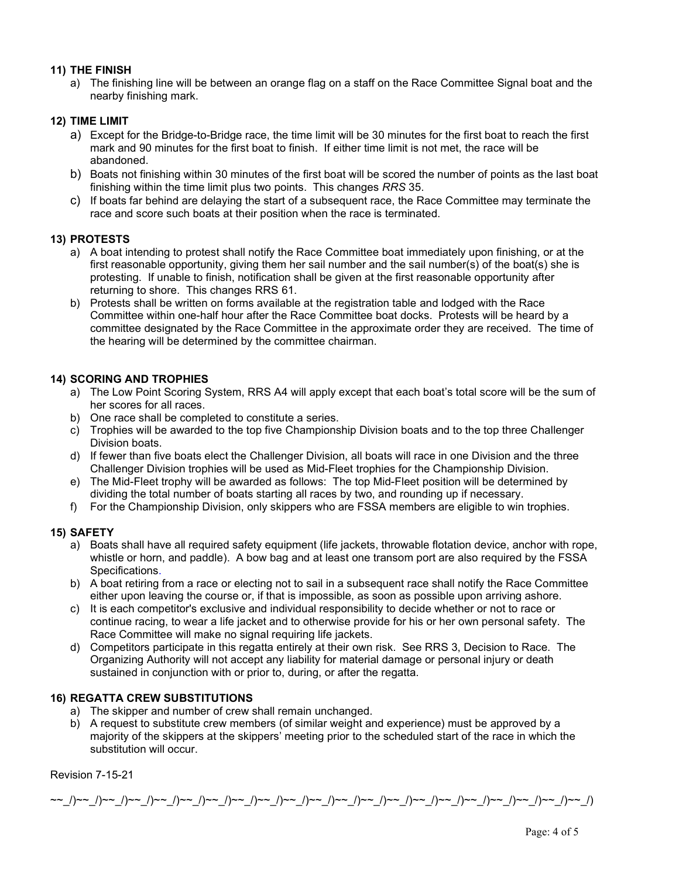### 11) THE FINISH

a) The finishing line will be between an orange flag on a staff on the Race Committee Signal boat and the nearby finishing mark.

### 12) TIME LIMIT

a) Except for the Bridge-to-Bridge race, the time limit will be 30 minutes for the first boat to reach the first mark and 90 minutes for the first boat to finish. If either time limit is not met, the race will be abandoned.

b) Boats not finishing within 30 minutes of the first boat will be scored the number of points as the last boat finishing within the time limit plus two points. This changes *RRS* 35.

c) If boats far behind are delaying the start of a subsequent race, the Race Committee may terminate the race and score such boats at their position when the race is terminated.

### 13) PROTESTS

a) A boat intending to protest shall notify the Race Committee boat immediately upon finishing, or at the first reasonable opportunity, giving them her sail number and the sail number(s) of the boat(s) she is protesting. If unable to finish, notification shall be given at the first reasonable opportunity after returning to shore. This changes RRS 61.

b) Protests shall be written on forms available at the registration table and lodged with the Race Committee within one-half hour after the Race Committee boat docks. Protests will be heard by a committee designated by the Race Committee in the approximate order they are received. The time of the hearing will be determined by the committee chairman.

### 14) SCORING AND TROPHIES

a) The Low Point Scoring System, RRS A4 will apply except that each boat's total score will be the sum of her scores for all races.

b) One race shall be completed to constitute a series.

c) Trophies will be awarded to the top five Championship Division boats and to the top three Challenger Division boats.

d) If fewer than five boats elect the Challenger Division, all boats will race in one Division and the three Challenger Division trophies will be used as Mid-Fleet trophies for the Championship Division.

e) The Mid-Fleet trophy will be awarded as follows: The top Mid-Fleet position will be determined by dividing the total number of boats starting all races by two, and rounding up if necessary.

f) For the Championship Division, only skippers who are FSSA members are eligible to win trophies.

### 15) SAFETY

a) Boats shall have all required safety equipment (life jackets, throwable flotation device, anchor with rope, whistle or horn, and paddle). A bow bag and at least one transom port are also required by the FSSA Specifications.

b) A boat retiring from a race or electing not to sail in a subsequent race shall notify the Race Committee either upon leaving the course or, if that is impossible, as soon as possible upon arriving ashore.

c) It is each competitor's exclusive and individual responsibility to decide whether or not to race or continue racing, to wear a life jacket and to otherwise provide for his or her own personal safety. The Race Committee will make no signal requiring life jackets.

d) Competitors participate in this regatta entirely at their own risk. See RRS 3, Decision to Race. The Organizing Authority will not accept any liability for material damage or personal injury or death sustained in conjunction with or prior to, during, or after the regatta.

### 16) REGATTA CREW SUBSTITUTIONS

a) The skipper and number of crew shall remain unchanged.

b) A request to substitute crew members (of similar weight and experience) must be approved by a majority of the skippers at the skippers' meeting prior to the scheduled start of the race in which the substitution will occur.

Revision 7-15-21

~~_/)~~_/)~~_/)~~_/)~~_/)~~_/)~~_/)~~_/)~~_/)~~_/)~~_/)~~_/)~~_/)~~_/)~~_/)~~_/)~~_/)~~_/)~~_/)~~_/)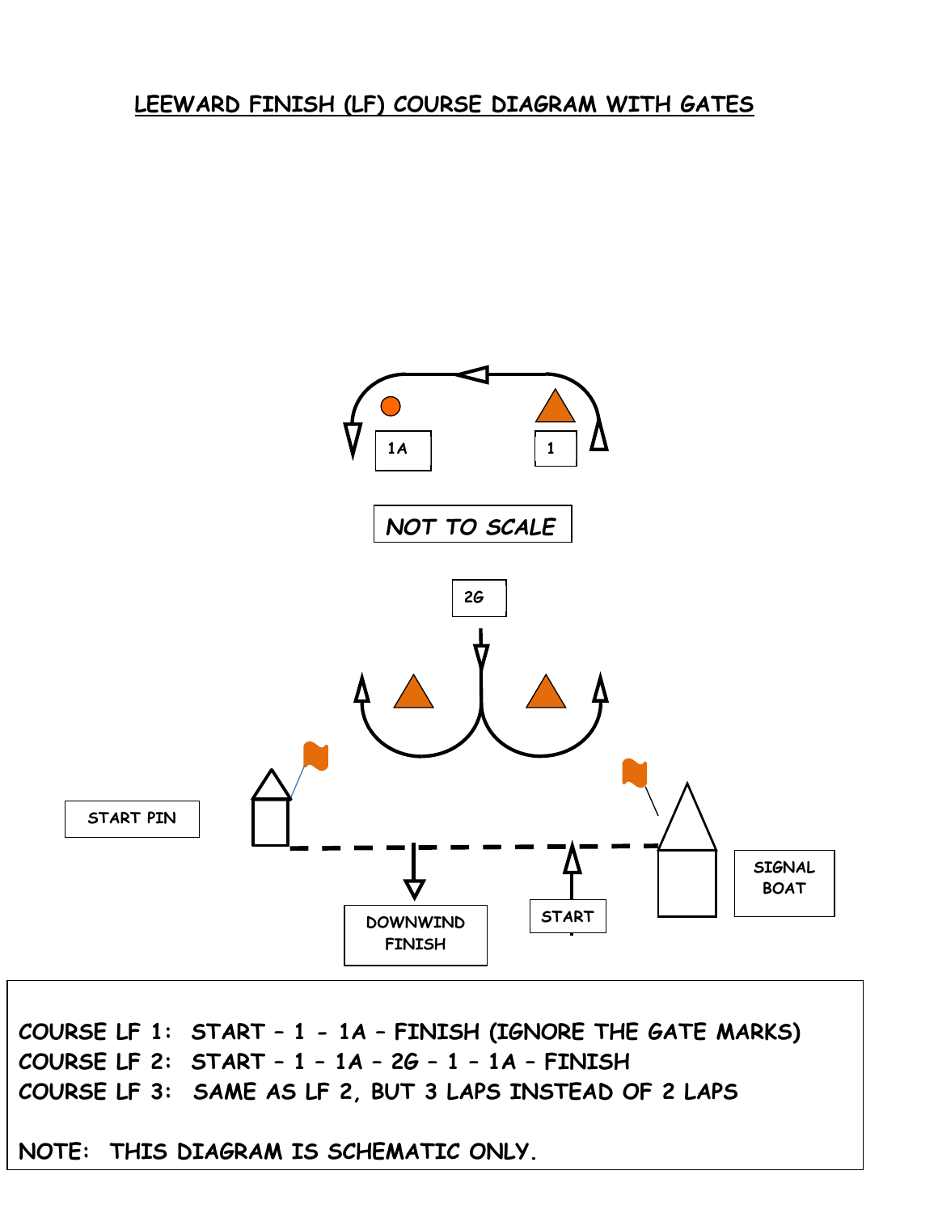## LEEWARD FINISH (LF) COURSE DIAGRAM WITH GATES

1A

1

NOT TO SCALE

2G

START PIN

SIGNAL BOAT

DOWNWIND FINISH

START

COURSE LF 1: START – 1 - 1A – FINISH (IGNORE THE GATE MARKS)
COURSE LF 2: START – 1 – 1A – 2G – 1 – 1A – FINISH
COURSE LF 3: SAME AS LF 2, BUT 3 LAPS INSTEAD OF 2 LAPS

NOTE: THIS DIAGRAM IS SCHEMATIC ONLY.